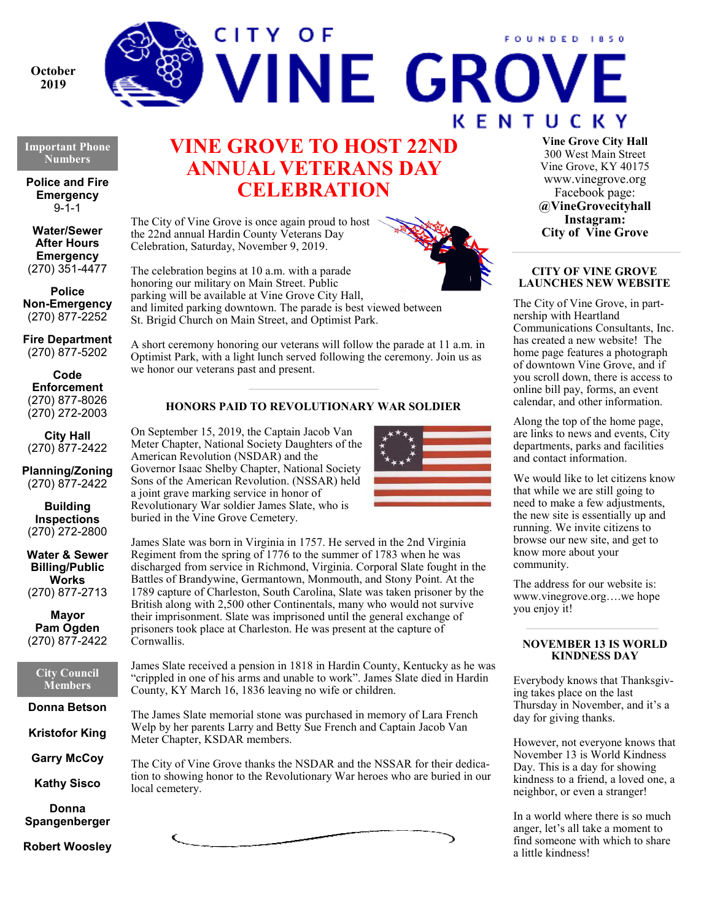October 2019

# CITY OF VINE GROVE

FOUNDED 1850

KENTUCKY

**Important Phone Numbers**

**Police and Fire Emergency**
9-1-1

**Water/Sewer After Hours Emergency**
(270) 351-4477

**Police Non-Emergency**
(270) 877-2252

**Fire Department**
(270) 877-5202

**Code Enforcement**
(270) 877-8026
(270) 272-2003

**City Hall**
(270) 877-2422

**Planning/Zoning**
(270) 877-2422

**Building Inspections**
(270) 272-2800

**Water & Sewer Billing/Public Works**
(270) 877-2713

**Mayor Pam Ogden**
(270) 877-2422

**City Council Members**

**Donna Betson**

**Kristofor King**

**Garry McCoy**

**Kathy Sisco**

**Donna Spangenberger**

**Robert Woosley**

## VINE GROVE TO HOST 22ND ANNUAL VETERANS DAY CELEBRATION

The City of Vine Grove is once again proud to host the 22nd annual Hardin County Veterans Day Celebration, Saturday, November 9, 2019.

The celebration begins at 10 a.m. with a parade honoring our military on Main Street. Public parking will be available at Vine Grove City Hall, and limited parking downtown. The parade is best viewed between St. Brigid Church on Main Street, and Optimist Park.

A short ceremony honoring our veterans will follow the parade at 11 a.m. in Optimist Park, with a light lunch served following the ceremony. Join us as we honor our veterans past and present.

### HONORS PAID TO REVOLUTIONARY WAR SOLDIER

On September 15, 2019, the Captain Jacob Van Meter Chapter, National Society Daughters of the American Revolution (NSDAR) and the Governor Isaac Shelby Chapter, National Society Sons of the American Revolution. (NSSAR) held a joint grave marking service in honor of Revolutionary War soldier James Slate, who is buried in the Vine Grove Cemetery.

James Slate was born in Virginia in 1757. He served in the 2nd Virginia Regiment from the spring of 1776 to the summer of 1783 when he was discharged from service in Richmond, Virginia. Corporal Slate fought in the Battles of Brandywine, Germantown, Monmouth, and Stony Point. At the 1789 capture of Charleston, South Carolina, Slate was taken prisoner by the British along with 2,500 other Continentals, many who would not survive their imprisonment. Slate was imprisoned until the general exchange of prisoners took place at Charleston. He was present at the capture of Cornwallis.

James Slate received a pension in 1818 in Hardin County, Kentucky as he was "crippled in one of his arms and unable to work". James Slate died in Hardin County, KY March 16, 1836 leaving no wife or children.

The James Slate memorial stone was purchased in memory of Lara French Welp by her parents Larry and Betty Sue French and Captain Jacob Van Meter Chapter, KSDAR members.

The City of Vine Grove thanks the NSDAR and the NSSAR for their dedication to showing honor to the Revolutionary War heroes who are buried in our local cemetery.

**Vine Grove City Hall**
300 West Main Street
Vine Grove, KY 40175
www.vinegrove.org
Facebook page:
**@VineGrovecityhall**
**Instagram:**
**City of Vine Grove**

### CITY OF VINE GROVE LAUNCHES NEW WEBSITE

The City of Vine Grove, in partnership with Heartland Communications Consultants, Inc. has created a new website! The home page features a photograph of downtown Vine Grove, and if you scroll down, there is access to online bill pay, forms, an event calendar, and other information.

Along the top of the home page, are links to news and events, City departments, parks and facilities and contact information.

We would like to let citizens know that while we are still going to need to make a few adjustments, the new site is essentially up and running. We invite citizens to browse our new site, and get to know more about your community.

The address for our website is: www.vinegrove.org….we hope you enjoy it!

### NOVEMBER 13 IS WORLD KINDNESS DAY

Everybody knows that Thanksgiving takes place on the last Thursday in November, and it's a day for giving thanks.

However, not everyone knows that November 13 is World Kindness Day. This is a day for showing kindness to a friend, a loved one, a neighbor, or even a stranger!

In a world where there is so much anger, let's all take a moment to find someone with which to share a little kindness!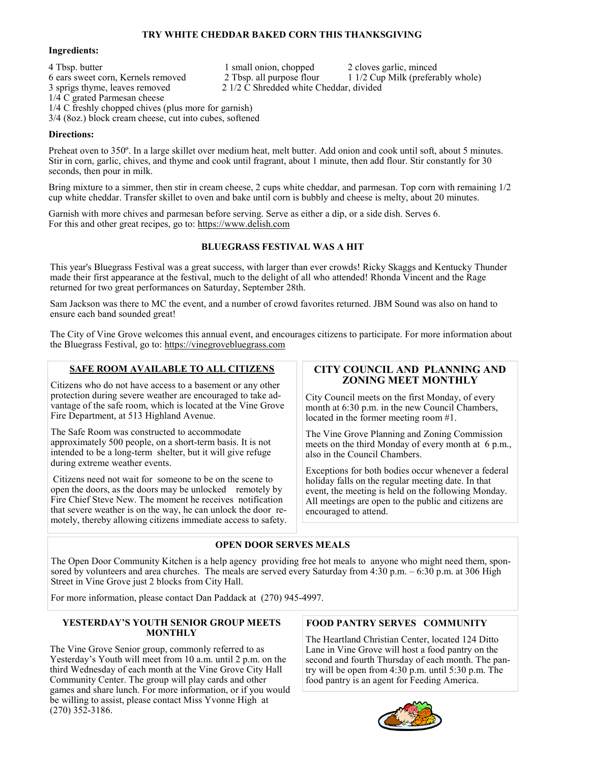## TRY WHITE CHEDDAR BAKED CORN THIS THANKSGIVING

**Ingredients:**

- 4 Tbsp. butter
- 1 small onion, chopped
- 2 cloves garlic, minced
- 6 ears sweet corn, Kernels removed
- 2 Tbsp. all purpose flour
- 1 1/2 Cup Milk (preferably whole)
- 3 sprigs thyme, leaves removed
- 2 1/2 C Shredded white Cheddar, divided
- 1/4 C grated Parmesan cheese
- 1/4 C freshly chopped chives (plus more for garnish)
- 3/4 (8oz.) block cream cheese, cut into cubes, softened

**Directions:**

Preheat oven to 350º. In a large skillet over medium heat, melt butter. Add onion and cook until soft, about 5 minutes. Stir in corn, garlic, chives, and thyme and cook until fragrant, about 1 minute, then add flour. Stir constantly for 30 seconds, then pour in milk.

Bring mixture to a simmer, then stir in cream cheese, 2 cups white cheddar, and parmesan. Top corn with remaining 1/2 cup white cheddar. Transfer skillet to oven and bake until corn is bubbly and cheese is melty, about 20 minutes.

Garnish with more chives and parmesan before serving. Serve as either a dip, or a side dish. Serves 6.
For this and other great recipes, go to: https://www.delish.com

## BLUEGRASS FESTIVAL WAS A HIT

This year's Bluegrass Festival was a great success, with larger than ever crowds! Ricky Skaggs and Kentucky Thunder made their first appearance at the festival, much to the delight of all who attended! Rhonda Vincent and the Rage returned for two great performances on Saturday, September 28th.

Sam Jackson was there to MC the event, and a number of crowd favorites returned. JBM Sound was also on hand to ensure each band sounded great!

The City of Vine Grove welcomes this annual event, and encourages citizens to participate. For more information about the Bluegrass Festival, go to: https://vinegrovebluegrass.com

## SAFE ROOM AVAILABLE TO ALL CITIZENS

Citizens who do not have access to a basement or any other protection during severe weather are encouraged to take advantage of the safe room, which is located at the Vine Grove Fire Department, at 513 Highland Avenue.

The Safe Room was constructed to accommodate approximately 500 people, on a short-term basis. It is not intended to be a long-term shelter, but it will give refuge during extreme weather events.

Citizens need not wait for someone to be on the scene to open the doors, as the doors may be unlocked remotely by Fire Chief Steve New. The moment he receives notification that severe weather is on the way, he can unlock the door remotely, thereby allowing citizens immediate access to safety.

## CITY COUNCIL AND PLANNING AND ZONING MEET MONTHLY

City Council meets on the first Monday, of every month at 6:30 p.m. in the new Council Chambers, located in the former meeting room #1.

The Vine Grove Planning and Zoning Commission meets on the third Monday of every month at 6 p.m., also in the Council Chambers.

Exceptions for both bodies occur whenever a federal holiday falls on the regular meeting date. In that event, the meeting is held on the following Monday. All meetings are open to the public and citizens are encouraged to attend.

## OPEN DOOR SERVES MEALS

The Open Door Community Kitchen is a help agency providing free hot meals to anyone who might need them, sponsored by volunteers and area churches. The meals are served every Saturday from 4:30 p.m. – 6:30 p.m. at 306 High Street in Vine Grove just 2 blocks from City Hall.

For more information, please contact Dan Paddack at (270) 945-4997.

## YESTERDAY'S YOUTH SENIOR GROUP MEETS MONTHLY

The Vine Grove Senior group, commonly referred to as Yesterday's Youth will meet from 10 a.m. until 2 p.m. on the third Wednesday of each month at the Vine Grove City Hall Community Center. The group will play cards and other games and share lunch. For more information, or if you would be willing to assist, please contact Miss Yvonne High at (270) 352-3186.

## FOOD PANTRY SERVES COMMUNITY

The Heartland Christian Center, located 124 Ditto Lane in Vine Grove will host a food pantry on the second and fourth Thursday of each month. The pantry will be open from 4:30 p.m. until 5:30 p.m. The food pantry is an agent for Feeding America.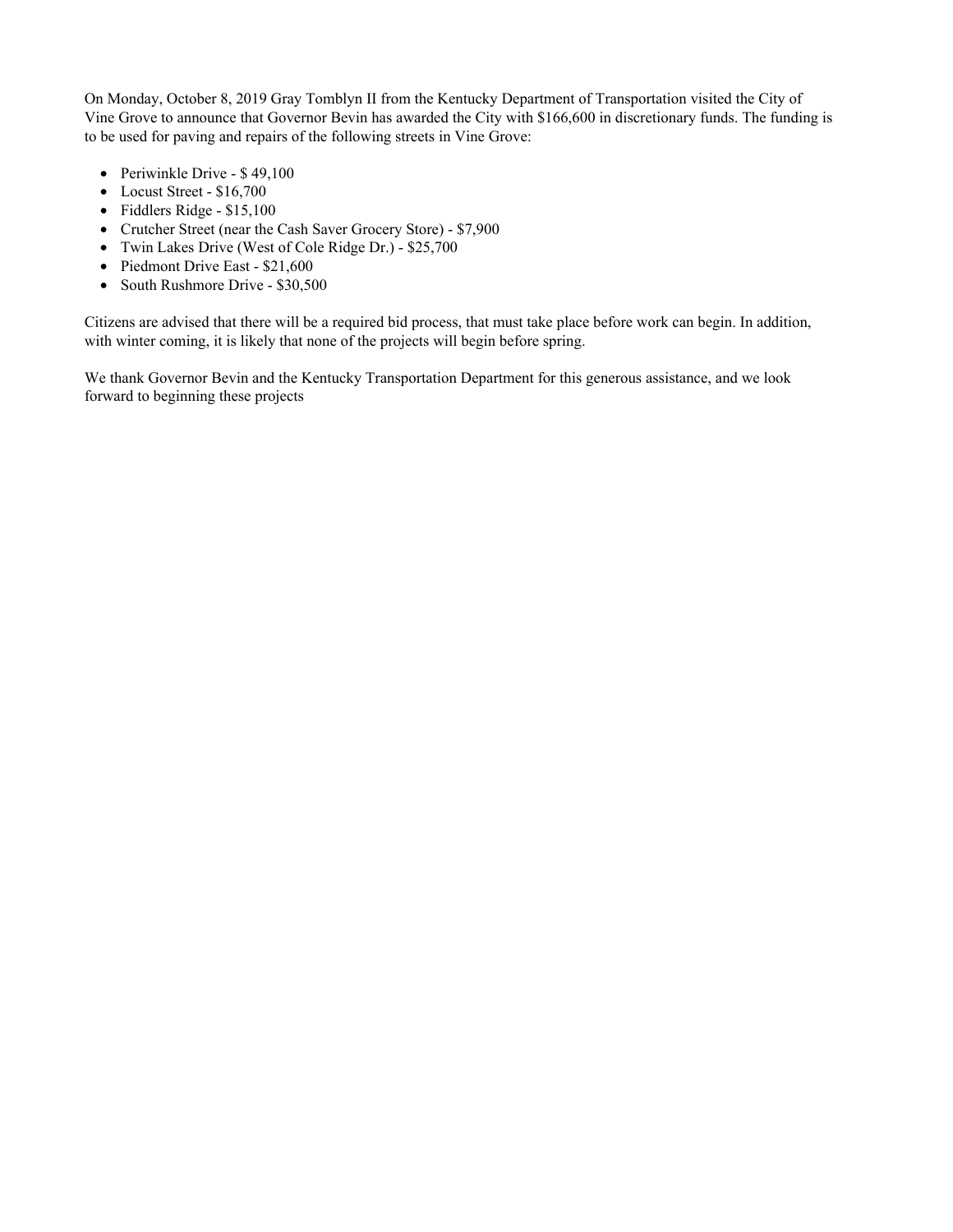On Monday, October 8, 2019 Gray Tomblyn II from the Kentucky Department of Transportation visited the City of Vine Grove to announce that Governor Bevin has awarded the City with $166,600 in discretionary funds. The funding is to be used for paving and repairs of the following streets in Vine Grove:

- Periwinkle Drive - $ 49,100
- Locust Street - $16,700
- Fiddlers Ridge - $15,100
- Crutcher Street (near the Cash Saver Grocery Store) - $7,900
- Twin Lakes Drive (West of Cole Ridge Dr.) - $25,700
- Piedmont Drive East - $21,600
- South Rushmore Drive - $30,500

Citizens are advised that there will be a required bid process, that must take place before work can begin. In addition, with winter coming, it is likely that none of the projects will begin before spring.

We thank Governor Bevin and the Kentucky Transportation Department for this generous assistance, and we look forward to beginning these projects